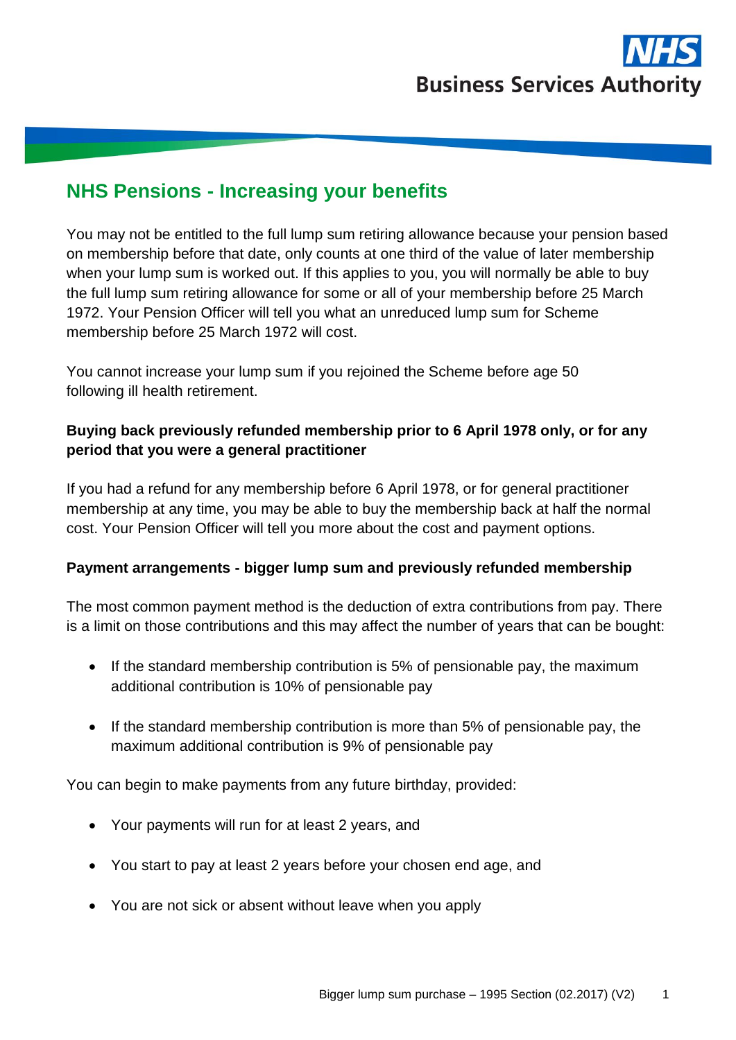# NHS Pensions - Increasing your benefits

You may not be entitled to the full lump sum retiring allowance because your pension based on membership before that date, only counts at one third of the value of later membership when your lump sum is worked out. If this applies to you, you will normally be able to buy the full lump sum retiring allowance for some or all of your membership before 25 March 1972. Your Pension Officer will tell you what an unreduced lump sum for Scheme membership before 25 March 1972 will cost.

You cannot increase your lump sum if you rejoined the Scheme before age 50 following ill health retirement.

**Buying back previously refunded membership prior to 6 April 1978 only, or for any period that you were a general practitioner**

If you had a refund for any membership before 6 April 1978, or for general practitioner membership at any time, you may be able to buy the membership back at half the normal cost. Your Pension Officer will tell you more about the cost and payment options.

**Payment arrangements - bigger lump sum and previously refunded membership**

The most common payment method is the deduction of extra contributions from pay. There is a limit on those contributions and this may affect the number of years that can be bought:

- If the standard membership contribution is 5% of pensionable pay, the maximum additional contribution is 10% of pensionable pay
- If the standard membership contribution is more than 5% of pensionable pay, the maximum additional contribution is 9% of pensionable pay

You can begin to make payments from any future birthday, provided:

- Your payments will run for at least 2 years, and
- You start to pay at least 2 years before your chosen end age, and
- You are not sick or absent without leave when you apply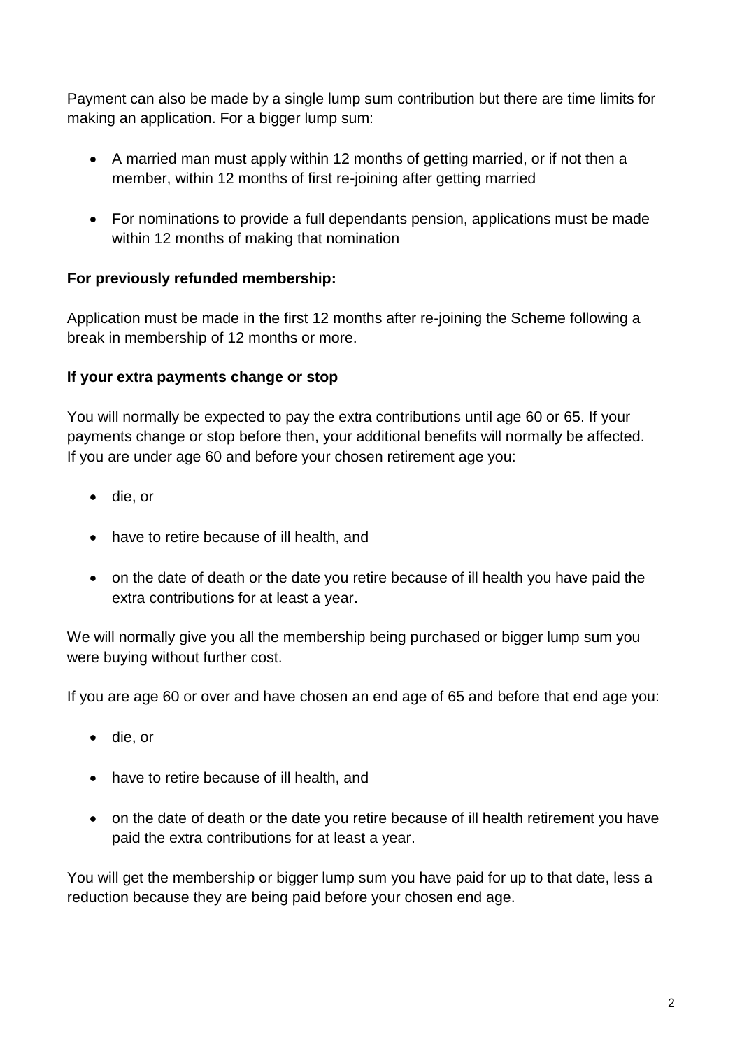Payment can also be made by a single lump sum contribution but there are time limits for making an application. For a bigger lump sum:

- A married man must apply within 12 months of getting married, or if not then a member, within 12 months of first re-joining after getting married
- For nominations to provide a full dependants pension, applications must be made within 12 months of making that nomination

**For previously refunded membership:**

Application must be made in the first 12 months after re-joining the Scheme following a break in membership of 12 months or more.

**If your extra payments change or stop**

You will normally be expected to pay the extra contributions until age 60 or 65. If your payments change or stop before then, your additional benefits will normally be affected. If you are under age 60 and before your chosen retirement age you:

- die, or
- have to retire because of ill health, and
- on the date of death or the date you retire because of ill health you have paid the extra contributions for at least a year.

We will normally give you all the membership being purchased or bigger lump sum you were buying without further cost.

If you are age 60 or over and have chosen an end age of 65 and before that end age you:

- die, or
- have to retire because of ill health, and
- on the date of death or the date you retire because of ill health retirement you have paid the extra contributions for at least a year.

You will get the membership or bigger lump sum you have paid for up to that date, less a reduction because they are being paid before your chosen end age.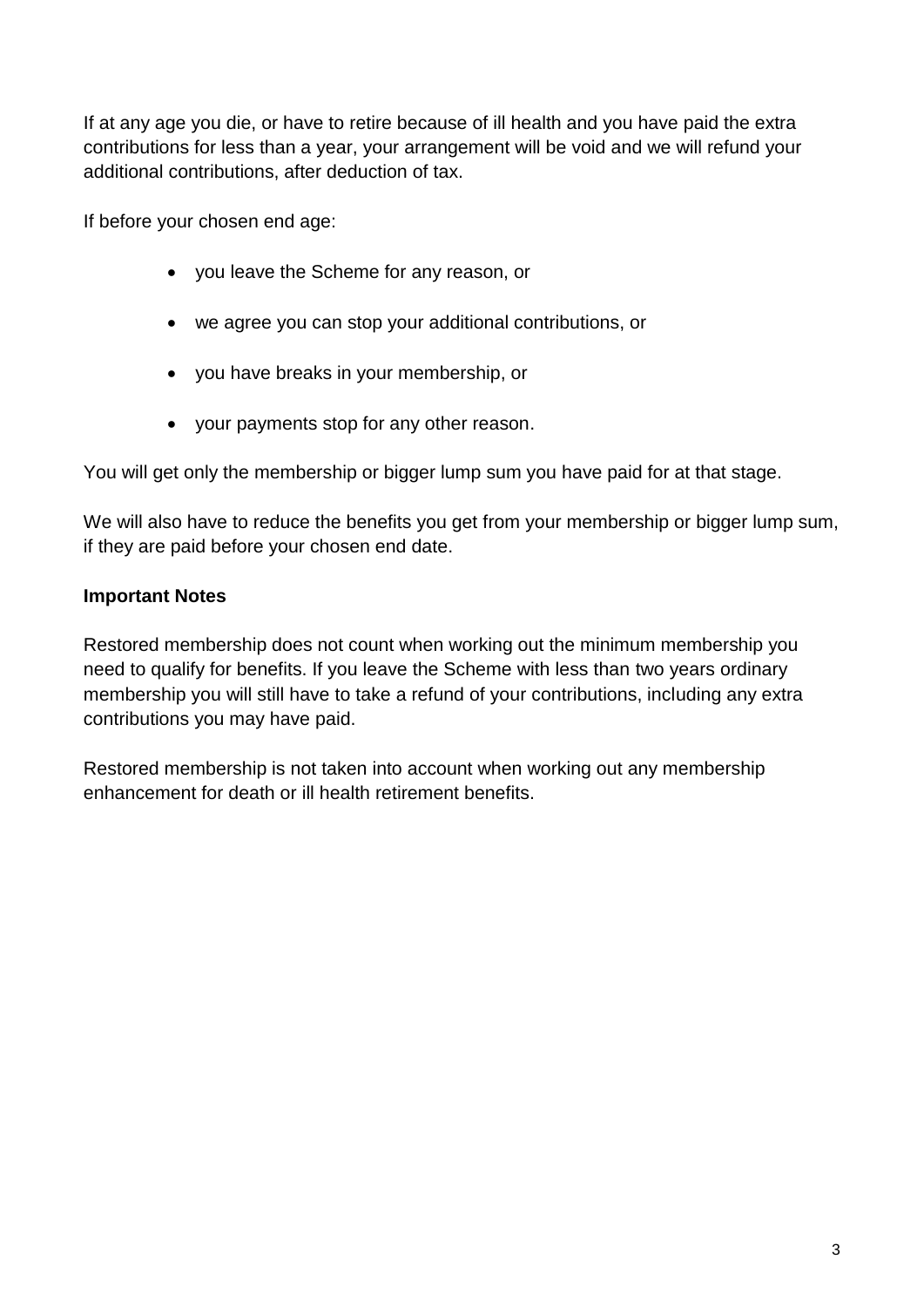If at any age you die, or have to retire because of ill health and you have paid the extra contributions for less than a year, your arrangement will be void and we will refund your additional contributions, after deduction of tax.

If before your chosen end age:

- you leave the Scheme for any reason, or
- we agree you can stop your additional contributions, or
- you have breaks in your membership, or
- your payments stop for any other reason.

You will get only the membership or bigger lump sum you have paid for at that stage.

We will also have to reduce the benefits you get from your membership or bigger lump sum, if they are paid before your chosen end date.

**Important Notes**

Restored membership does not count when working out the minimum membership you need to qualify for benefits. If you leave the Scheme with less than two years ordinary membership you will still have to take a refund of your contributions, including any extra contributions you may have paid.

Restored membership is not taken into account when working out any membership enhancement for death or ill health retirement benefits.